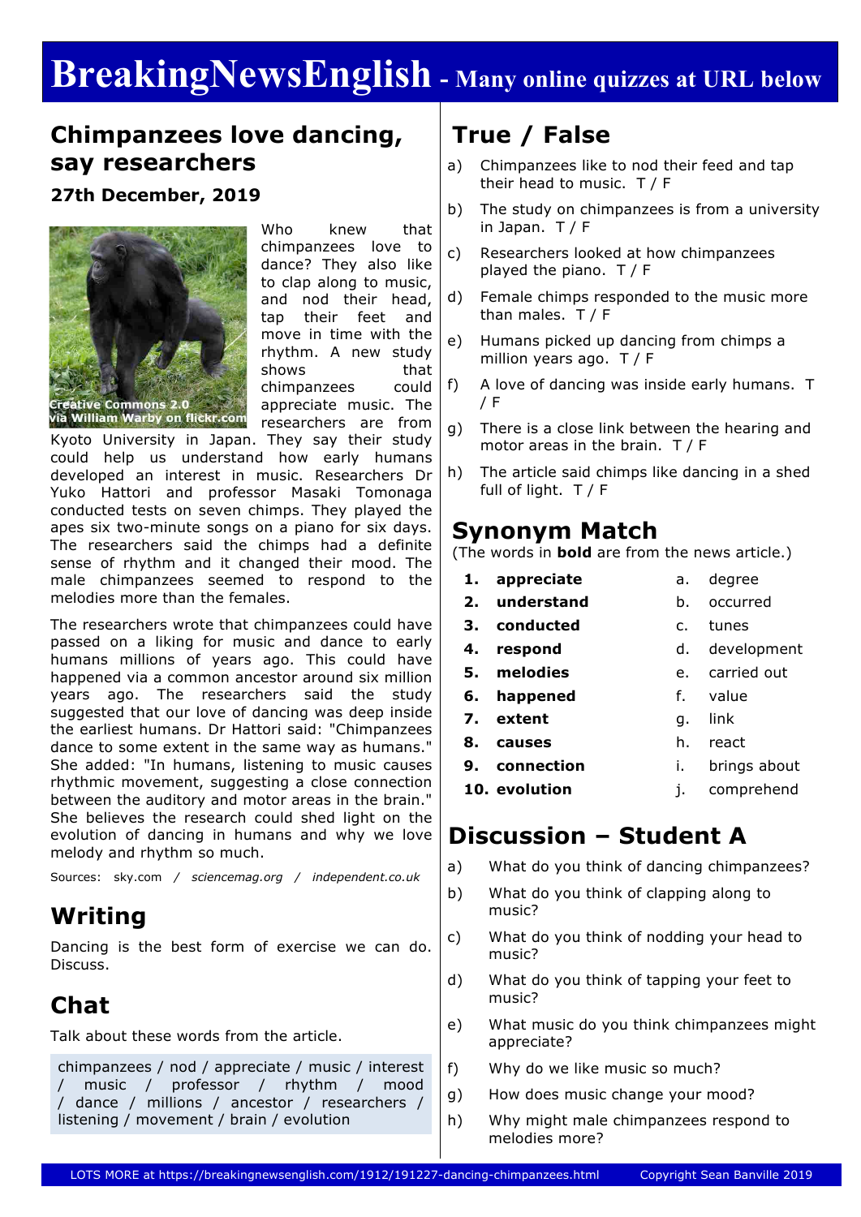# BreakingNewsEnglish - Many online quizzes at URL below

## Chimpanzees love dancing, say researchers

### 27th December, 2019

Creative Commons 2.0 via William Warby on flickr.com

Who knew that chimpanzees love to dance? They also like to clap along to music, and nod their head, tap their feet and move in time with the rhythm. A new study shows that chimpanzees could appreciate music. The researchers are from Kyoto University in Japan. They say their study could help us understand how early humans developed an interest in music. Researchers Dr Yuko Hattori and professor Masaki Tomonaga conducted tests on seven chimps. They played the apes six two-minute songs on a piano for six days. The researchers said the chimps had a definite sense of rhythm and it changed their mood. The male chimpanzees seemed to respond to the melodies more than the females.

The researchers wrote that chimpanzees could have passed on a liking for music and dance to early humans millions of years ago. This could have happened via a common ancestor around six million years ago. The researchers said the study suggested that our love of dancing was deep inside the earliest humans. Dr Hattori said: "Chimpanzees dance to some extent in the same way as humans." She added: "In humans, listening to music causes rhythmic movement, suggesting a close connection between the auditory and motor areas in the brain." She believes the research could shed light on the evolution of dancing in humans and why we love melody and rhythm so much.

Sources: sky.com / *sciencemag.org* / *independent.co.uk*

## Writing

Dancing is the best form of exercise we can do. Discuss.

## Chat

Talk about these words from the article.

chimpanzees / nod / appreciate / music / interest / music / professor / rhythm / mood / dance / millions / ancestor / researchers / listening / movement / brain / evolution

## True / False

a) Chimpanzees like to nod their feed and tap their head to music. T / F

b) The study on chimpanzees is from a university in Japan. T / F

c) Researchers looked at how chimpanzees played the piano. T / F

d) Female chimps responded to the music more than males. T / F

e) Humans picked up dancing from chimps a million years ago. T / F

f) A love of dancing was inside early humans. T / F

g) There is a close link between the hearing and motor areas in the brain. T / F

h) The article said chimps like dancing in a shed full of light. T / F

## Synonym Match

(The words in **bold** are from the news article.)

| | | | |
|---|---|---|---|
| 1. | **appreciate** | a. | degree |
| 2. | **understand** | b. | occurred |
| 3. | **conducted** | c. | tunes |
| 4. | **respond** | d. | development |
| 5. | **melodies** | e. | carried out |
| 6. | **happened** | f. | value |
| 7. | **extent** | g. | link |
| 8. | **causes** | h. | react |
| 9. | **connection** | i. | brings about |
| 10. | **evolution** | j. | comprehend |

## Discussion – Student A

a) What do you think of dancing chimpanzees?

b) What do you think of clapping along to music?

c) What do you think of nodding your head to music?

d) What do you think of tapping your feet to music?

e) What music do you think chimpanzees might appreciate?

f) Why do we like music so much?

g) How does music change your mood?

h) Why might male chimpanzees respond to melodies more?

LOTS MORE at https://breakingnewsenglish.com/1912/191227-dancing-chimpanzees.html Copyright Sean Banville 2019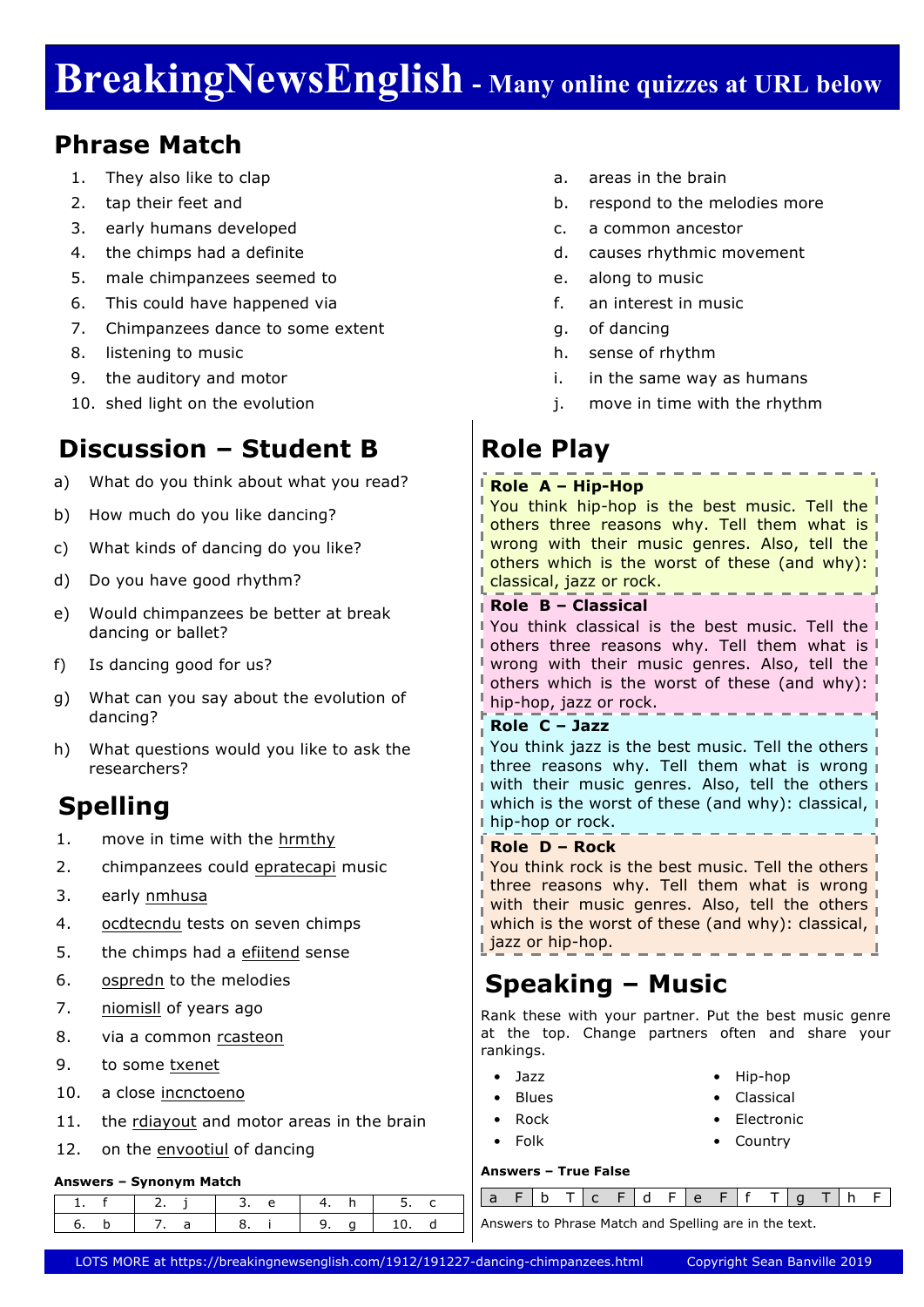## Phrase Match

1. They also like to clap
2. tap their feet and
3. early humans developed
4. the chimps had a definite
5. male chimpanzees seemed to
6. This could have happened via
7. Chimpanzees dance to some extent
8. listening to music
9. the auditory and motor
10. shed light on the evolution

a. areas in the brain
b. respond to the melodies more
c. a common ancestor
d. causes rhythmic movement
e. along to music
f. an interest in music
g. of dancing
h. sense of rhythm
i. in the same way as humans
j. move in time with the rhythm

## Discussion – Student B

a) What do you think about what you read?
b) How much do you like dancing?
c) What kinds of dancing do you like?
d) Do you have good rhythm?
e) Would chimpanzees be better at break dancing or ballet?
f) Is dancing good for us?
g) What can you say about the evolution of dancing?
h) What questions would you like to ask the researchers?

## Spelling

1. move in time with the hrmthy
2. chimpanzees could epratecapi music
3. early nmhusa
4. ocdtecndu tests on seven chimps
5. the chimps had a efiitend sense
6. ospredn to the melodies
7. niomisll of years ago
8. via a common rcasteon
9. to some txenet
10. a close incnctoeno
11. the rdiayout and motor areas in the brain
12. on the envootiul of dancing

**Answers – Synonym Match**

| | | | | |
|---|---|---|---|---|
| 1. f | 2. j | 3. e | 4. h | 5. c |
| 6. b | 7. a | 8. i | 9. g | 10. d |

## Role Play

**Role A – Hip-Hop**
You think hip-hop is the best music. Tell the others three reasons why. Tell them what is wrong with their music genres. Also, tell the others which is the worst of these (and why): classical, jazz or rock.

**Role B – Classical**
You think classical is the best music. Tell the others three reasons why. Tell them what is wrong with their music genres. Also, tell the others which is the worst of these (and why): hip-hop, jazz or rock.

**Role C – Jazz**
You think jazz is the best music. Tell the others three reasons why. Tell them what is wrong with their music genres. Also, tell the others which is the worst of these (and why): classical, hip-hop or rock.

**Role D – Rock**
You think rock is the best music. Tell the others three reasons why. Tell them what is wrong with their music genres. Also, tell the others which is the worst of these (and why): classical, jazz or hip-hop.

## Speaking – Music

Rank these with your partner. Put the best music genre at the top. Change partners often and share your rankings.

- Jazz
- Blues
- Rock
- Folk
- Hip-hop
- Classical
- Electronic
- Country

**Answers – True False**

| | | | | | | | | | | | | | | | |
|---|---|---|---|---|---|---|---|---|---|---|---|---|---|---|---|
| a | F | b | T | c | F | d | F | e | F | f | T | g | T | h | F |

Answers to Phrase Match and Spelling are in the text.

LOTS MORE at https://breakingnewsenglish.com/1912/191227-dancing-chimpanzees.html